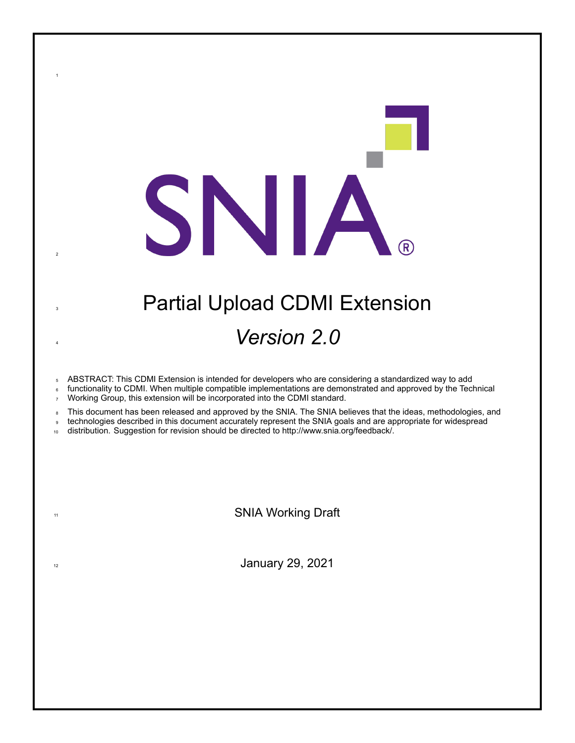SNIA®

# Partial Upload CDMI Extension

## *Version 2.0*

ABSTRACT: This CDMI Extension is intended for developers who are considering a standardized way to add functionality to CDMI. When multiple compatible implementations are demonstrated and approved by the Technical Working Group, this extension will be incorporated into the CDMI standard.

This document has been released and approved by the SNIA. The SNIA believes that the ideas, methodologies, and technologies described in this document accurately represent the SNIA goals and are appropriate for widespread distribution. Suggestion for revision should be directed to http://www.snia.org/feedback/.

SNIA Working Draft

January 29, 2021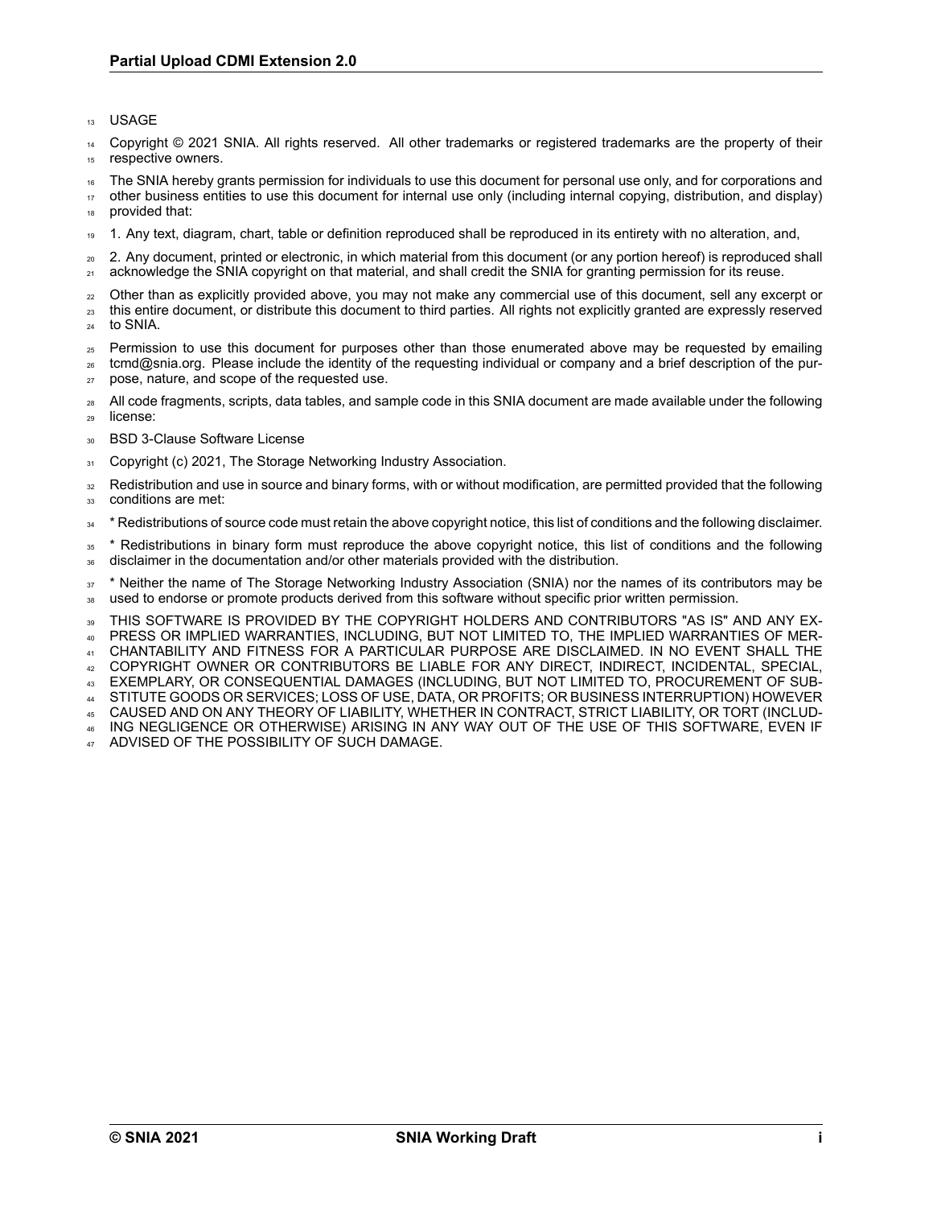USAGE

Copyright © 2021 SNIA. All rights reserved. All other trademarks or registered trademarks are the property of their respective owners.

The SNIA hereby grants permission for individuals to use this document for personal use only, and for corporations and other business entities to use this document for internal use only (including internal copying, distribution, and display) provided that:

1. Any text, diagram, chart, table or definition reproduced shall be reproduced in its entirety with no alteration, and,

2. Any document, printed or electronic, in which material from this document (or any portion hereof) is reproduced shall acknowledge the SNIA copyright on that material, and shall credit the SNIA for granting permission for its reuse.

Other than as explicitly provided above, you may not make any commercial use of this document, sell any excerpt or this entire document, or distribute this document to third parties. All rights not explicitly granted are expressly reserved to SNIA.

Permission to use this document for purposes other than those enumerated above may be requested by emailing tcmd@snia.org. Please include the identity of the requesting individual or company and a brief description of the purpose, nature, and scope of the requested use.

All code fragments, scripts, data tables, and sample code in this SNIA document are made available under the following license:

BSD 3-Clause Software License

Copyright (c) 2021, The Storage Networking Industry Association.

Redistribution and use in source and binary forms, with or without modification, are permitted provided that the following conditions are met:

* Redistributions of source code must retain the above copyright notice, this list of conditions and the following disclaimer.

* Redistributions in binary form must reproduce the above copyright notice, this list of conditions and the following disclaimer in the documentation and/or other materials provided with the distribution.

* Neither the name of The Storage Networking Industry Association (SNIA) nor the names of its contributors may be used to endorse or promote products derived from this software without specific prior written permission.

THIS SOFTWARE IS PROVIDED BY THE COPYRIGHT HOLDERS AND CONTRIBUTORS "AS IS" AND ANY EXPRESS OR IMPLIED WARRANTIES, INCLUDING, BUT NOT LIMITED TO, THE IMPLIED WARRANTIES OF MERCHANTABILITY AND FITNESS FOR A PARTICULAR PURPOSE ARE DISCLAIMED. IN NO EVENT SHALL THE COPYRIGHT OWNER OR CONTRIBUTORS BE LIABLE FOR ANY DIRECT, INDIRECT, INCIDENTAL, SPECIAL, EXEMPLARY, OR CONSEQUENTIAL DAMAGES (INCLUDING, BUT NOT LIMITED TO, PROCUREMENT OF SUBSTITUTE GOODS OR SERVICES; LOSS OF USE, DATA, OR PROFITS; OR BUSINESS INTERRUPTION) HOWEVER CAUSED AND ON ANY THEORY OF LIABILITY, WHETHER IN CONTRACT, STRICT LIABILITY, OR TORT (INCLUDING NEGLIGENCE OR OTHERWISE) ARISING IN ANY WAY OUT OF THE USE OF THIS SOFTWARE, EVEN IF ADVISED OF THE POSSIBILITY OF SUCH DAMAGE.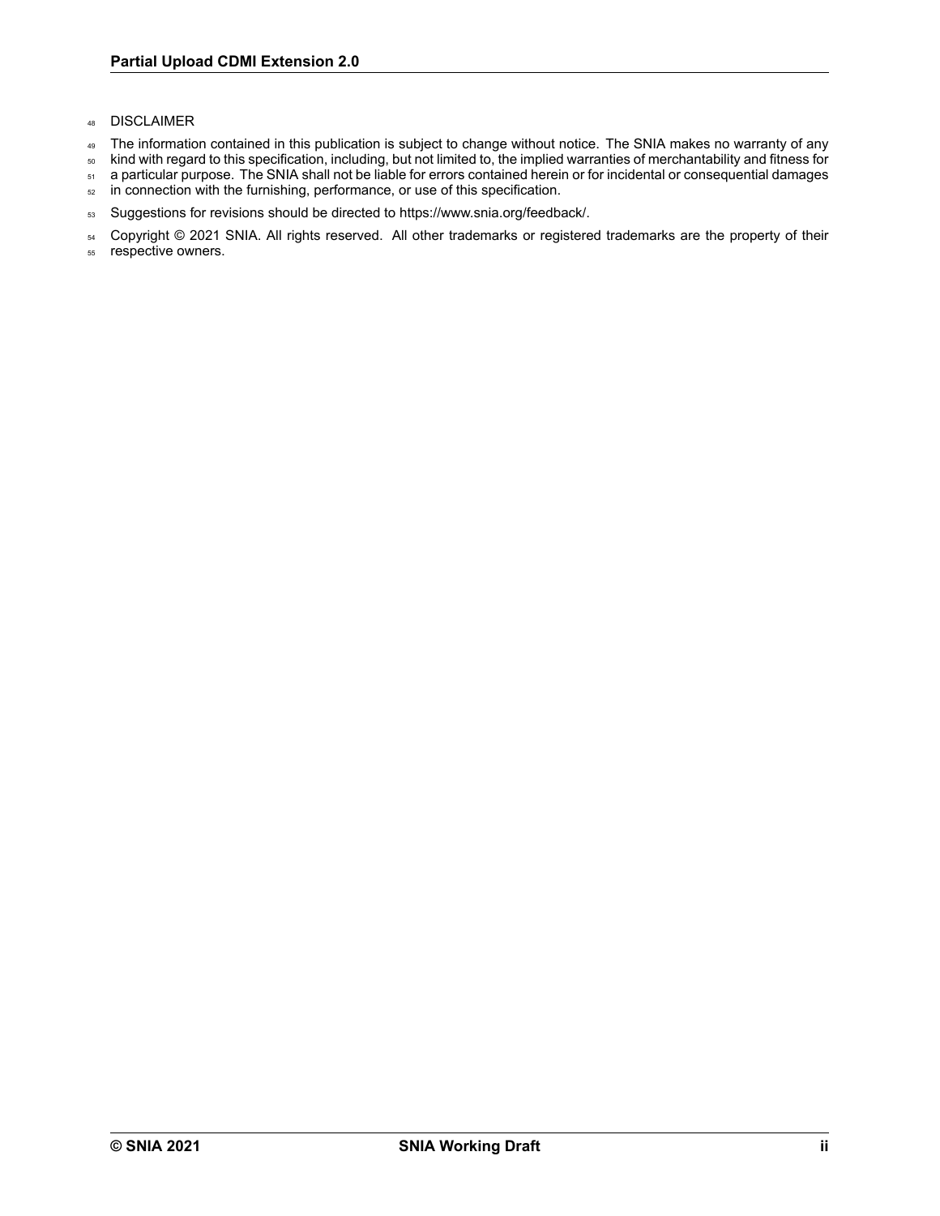DISCLAIMER

The information contained in this publication is subject to change without notice. The SNIA makes no warranty of any kind with regard to this specification, including, but not limited to, the implied warranties of merchantability and fitness for a particular purpose. The SNIA shall not be liable for errors contained herein or for incidental or consequential damages in connection with the furnishing, performance, or use of this specification.

Suggestions for revisions should be directed to https://www.snia.org/feedback/.

Copyright © 2021 SNIA. All rights reserved. All other trademarks or registered trademarks are the property of their respective owners.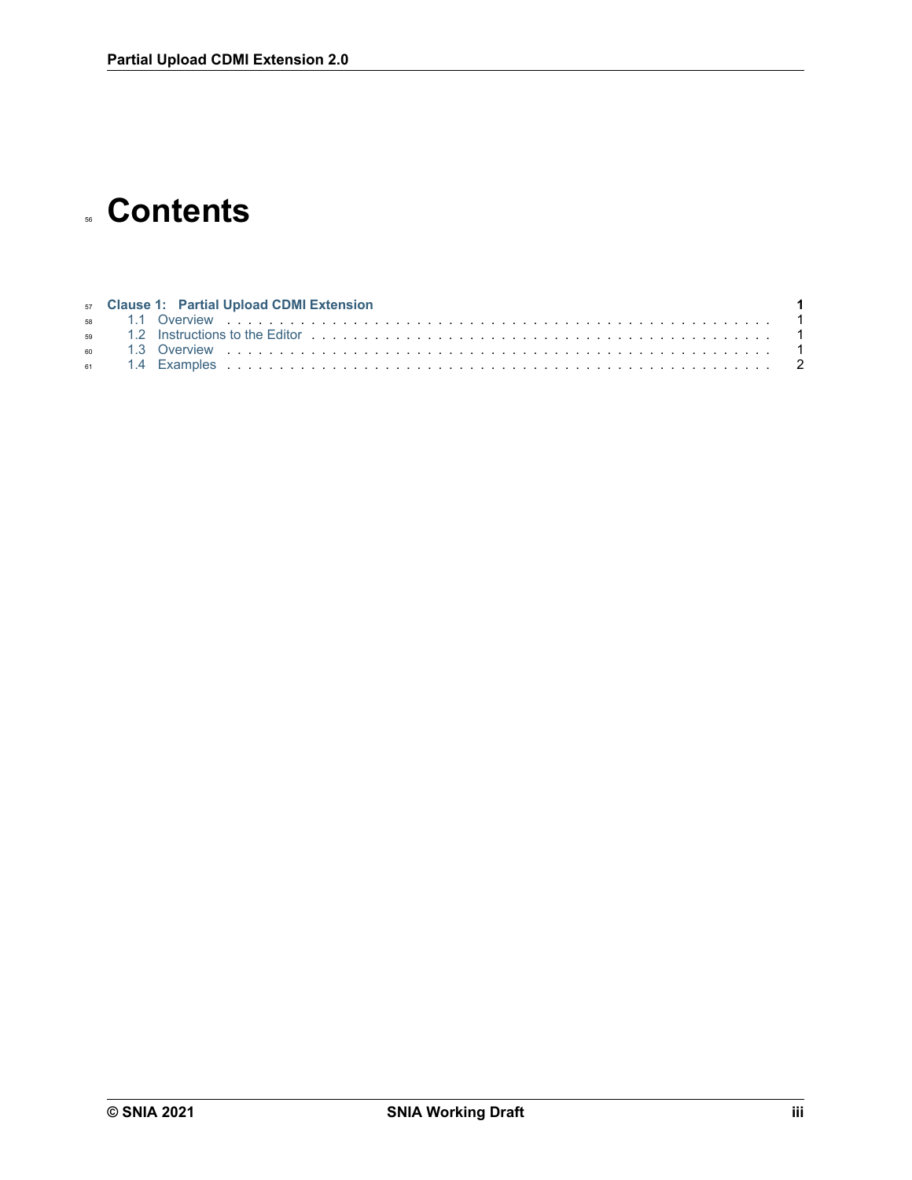# Contents

Clause 1: Partial Upload CDMI Extension ... 1
- 1.1 Overview ... 1
- 1.2 Instructions to the Editor ... 1
- 1.3 Overview ... 1
- 1.4 Examples ... 2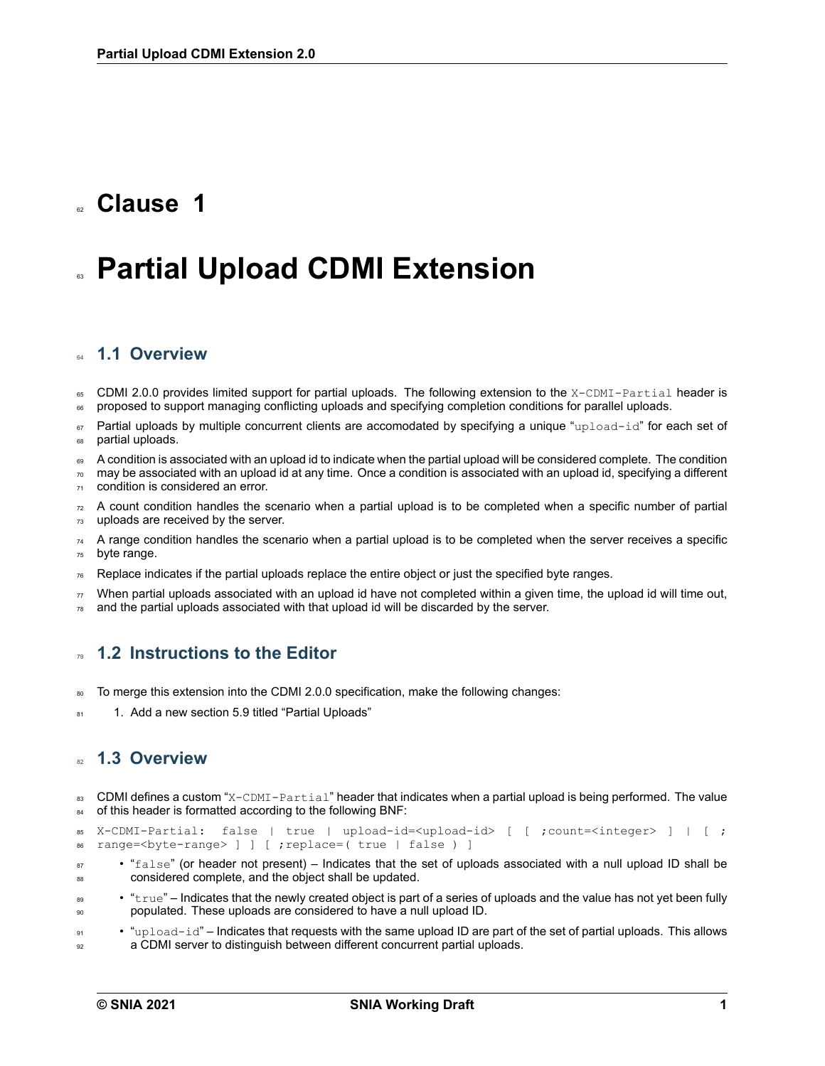# Clause 1

# Partial Upload CDMI Extension

## 1.1 Overview

CDMI 2.0.0 provides limited support for partial uploads. The following extension to the `X-CDMI-Partial` header is proposed to support managing conflicting uploads and specifying completion conditions for parallel uploads.

Partial uploads by multiple concurrent clients are accomodated by specifying a unique "`upload-id`" for each set of partial uploads.

A condition is associated with an upload id to indicate when the partial upload will be considered complete. The condition may be associated with an upload id at any time. Once a condition is associated with an upload id, specifying a different condition is considered an error.

A count condition handles the scenario when a partial upload is to be completed when a specific number of partial uploads are received by the server.

A range condition handles the scenario when a partial upload is to be completed when the server receives a specific byte range.

Replace indicates if the partial uploads replace the entire object or just the specified byte ranges.

When partial uploads associated with an upload id have not completed within a given time, the upload id will time out, and the partial uploads associated with that upload id will be discarded by the server.

## 1.2 Instructions to the Editor

To merge this extension into the CDMI 2.0.0 specification, make the following changes:

1. Add a new section 5.9 titled "Partial Uploads"

## 1.3 Overview

CDMI defines a custom "`X-CDMI-Partial`" header that indicates when a partial upload is being performed. The value of this header is formatted according to the following BNF:

```
X-CDMI-Partial:  false  |  true  |  upload-id=<upload-id>  [  [  ;count=<integer>  ]  |  [  ;
range=<byte-range> ] ] [ ;replace=( true | false ) ]
```

- "`false`" (or header not present) – Indicates that the set of uploads associated with a null upload ID shall be considered complete, and the object shall be updated.
- "`true`" – Indicates that the newly created object is part of a series of uploads and the value has not yet been fully populated. These uploads are considered to have a null upload ID.
- "`upload-id`" – Indicates that requests with the same upload ID are part of the set of partial uploads. This allows a CDMI server to distinguish between different concurrent partial uploads.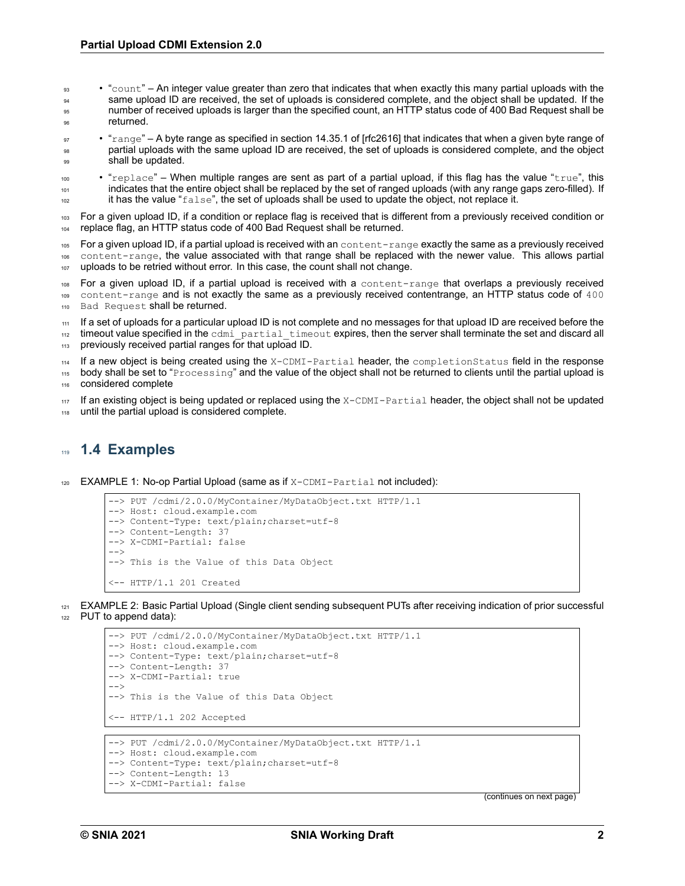- "count" – An integer value greater than zero that indicates that when exactly this many partial uploads with the same upload ID are received, the set of uploads is considered complete, and the object shall be updated. If the number of received uploads is larger than the specified count, an HTTP status code of 400 Bad Request shall be returned.
- "range" – A byte range as specified in section 14.35.1 of [rfc2616] that indicates that when a given byte range of partial uploads with the same upload ID are received, the set of uploads is considered complete, and the object shall be updated.
- "replace" – When multiple ranges are sent as part of a partial upload, if this flag has the value "true", this indicates that the entire object shall be replaced by the set of ranged uploads (with any range gaps zero-filled). If it has the value "false", the set of uploads shall be used to update the object, not replace it.

For a given upload ID, if a condition or replace flag is received that is different from a previously received condition or replace flag, an HTTP status code of 400 Bad Request shall be returned.

For a given upload ID, if a partial upload is received with an `content-range` exactly the same as a previously received `content-range`, the value associated with that range shall be replaced with the newer value. This allows partial uploads to be retried without error. In this case, the count shall not change.

For a given upload ID, if a partial upload is received with a `content-range` that overlaps a previously received `content-range` and is not exactly the same as a previously received contentrange, an HTTP status code of `400 Bad Request` shall be returned.

If a set of uploads for a particular upload ID is not complete and no messages for that upload ID are received before the timeout value specified in the `cdmi_partial_timeout` expires, then the server shall terminate the set and discard all previously received partial ranges for that upload ID.

If a new object is being created using the `X-CDMI-Partial` header, the `completionStatus` field in the response body shall be set to "Processing" and the value of the object shall not be returned to clients until the partial upload is considered complete

If an existing object is being updated or replaced using the `X-CDMI-Partial` header, the object shall not be updated until the partial upload is considered complete.

## 1.4 Examples

EXAMPLE 1: No-op Partial Upload (same as if `X-CDMI-Partial` not included):

```
--> PUT /cdmi/2.0.0/MyContainer/MyDataObject.txt HTTP/1.1
--> Host: cloud.example.com
--> Content-Type: text/plain;charset=utf-8
--> Content-Length: 37
--> X-CDMI-Partial: false
-->
--> This is the Value of this Data Object

<-- HTTP/1.1 201 Created
```

EXAMPLE 2: Basic Partial Upload (Single client sending subsequent PUTs after receiving indication of prior successful PUT to append data):

```
--> PUT /cdmi/2.0.0/MyContainer/MyDataObject.txt HTTP/1.1
--> Host: cloud.example.com
--> Content-Type: text/plain;charset=utf-8
--> Content-Length: 37
--> X-CDMI-Partial: true
-->
--> This is the Value of this Data Object

<-- HTTP/1.1 202 Accepted
```

```
--> PUT /cdmi/2.0.0/MyContainer/MyDataObject.txt HTTP/1.1
--> Host: cloud.example.com
--> Content-Type: text/plain;charset=utf-8
--> Content-Length: 13
--> X-CDMI-Partial: false
```

(continues on next page)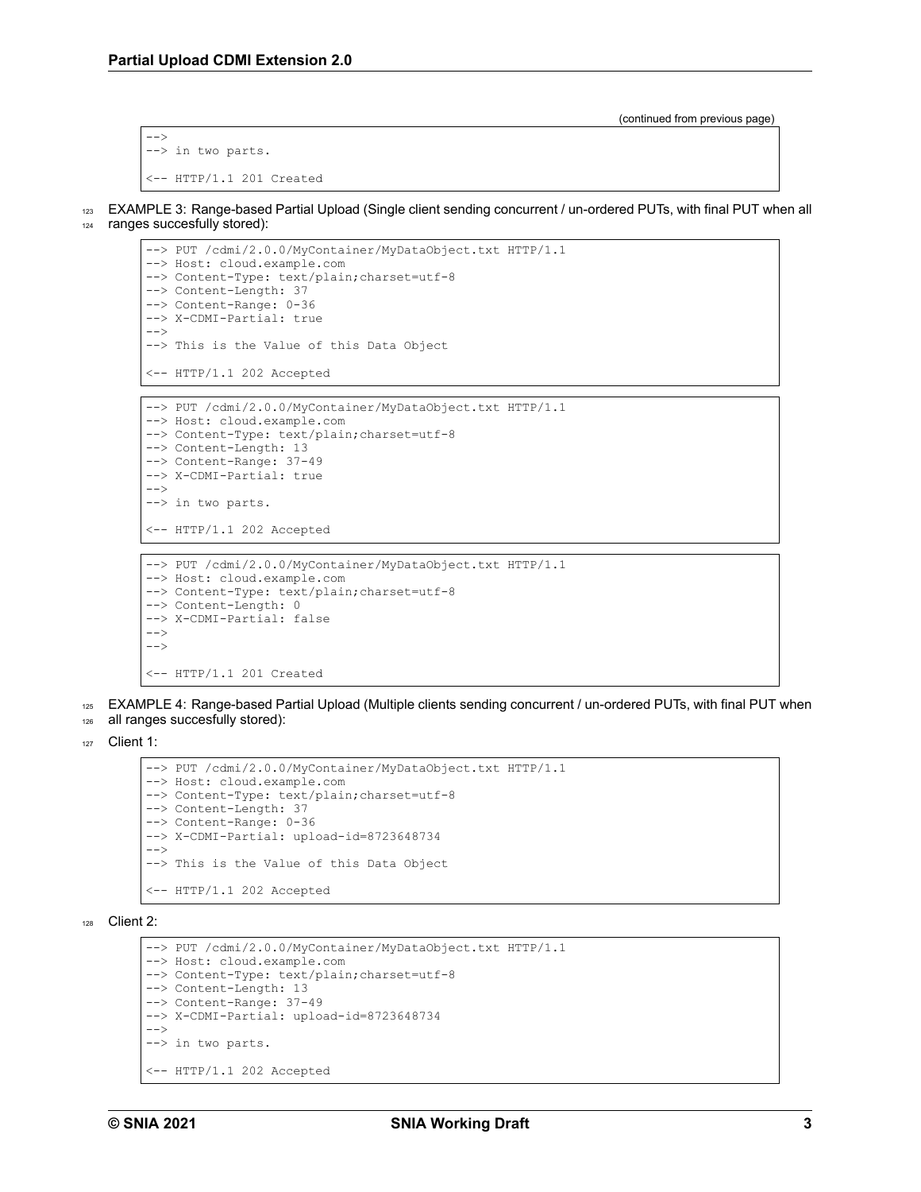(continued from previous page)

```
-->
--> in two parts.

<-- HTTP/1.1 201 Created
```

EXAMPLE 3: Range-based Partial Upload (Single client sending concurrent / un-ordered PUTs, with final PUT when all ranges succesfully stored):

```
--> PUT /cdmi/2.0.0/MyContainer/MyDataObject.txt HTTP/1.1
--> Host: cloud.example.com
--> Content-Type: text/plain;charset=utf-8
--> Content-Length: 37
--> Content-Range: 0-36
--> X-CDMI-Partial: true
-->
--> This is the Value of this Data Object

<-- HTTP/1.1 202 Accepted
```

```
--> PUT /cdmi/2.0.0/MyContainer/MyDataObject.txt HTTP/1.1
--> Host: cloud.example.com
--> Content-Type: text/plain;charset=utf-8
--> Content-Length: 13
--> Content-Range: 37-49
--> X-CDMI-Partial: true
-->
--> in two parts.

<-- HTTP/1.1 202 Accepted
```

```
--> PUT /cdmi/2.0.0/MyContainer/MyDataObject.txt HTTP/1.1
--> Host: cloud.example.com
--> Content-Type: text/plain;charset=utf-8
--> Content-Length: 0
--> X-CDMI-Partial: false
-->
-->

<-- HTTP/1.1 201 Created
```

EXAMPLE 4: Range-based Partial Upload (Multiple clients sending concurrent / un-ordered PUTs, with final PUT when all ranges succesfully stored):

Client 1:

```
--> PUT /cdmi/2.0.0/MyContainer/MyDataObject.txt HTTP/1.1
--> Host: cloud.example.com
--> Content-Type: text/plain;charset=utf-8
--> Content-Length: 37
--> Content-Range: 0-36
--> X-CDMI-Partial: upload-id=8723648734
-->
--> This is the Value of this Data Object

<-- HTTP/1.1 202 Accepted
```

Client 2:

```
--> PUT /cdmi/2.0.0/MyContainer/MyDataObject.txt HTTP/1.1
--> Host: cloud.example.com
--> Content-Type: text/plain;charset=utf-8
--> Content-Length: 13
--> Content-Range: 37-49
--> X-CDMI-Partial: upload-id=8723648734
-->
--> in two parts.

<-- HTTP/1.1 202 Accepted
```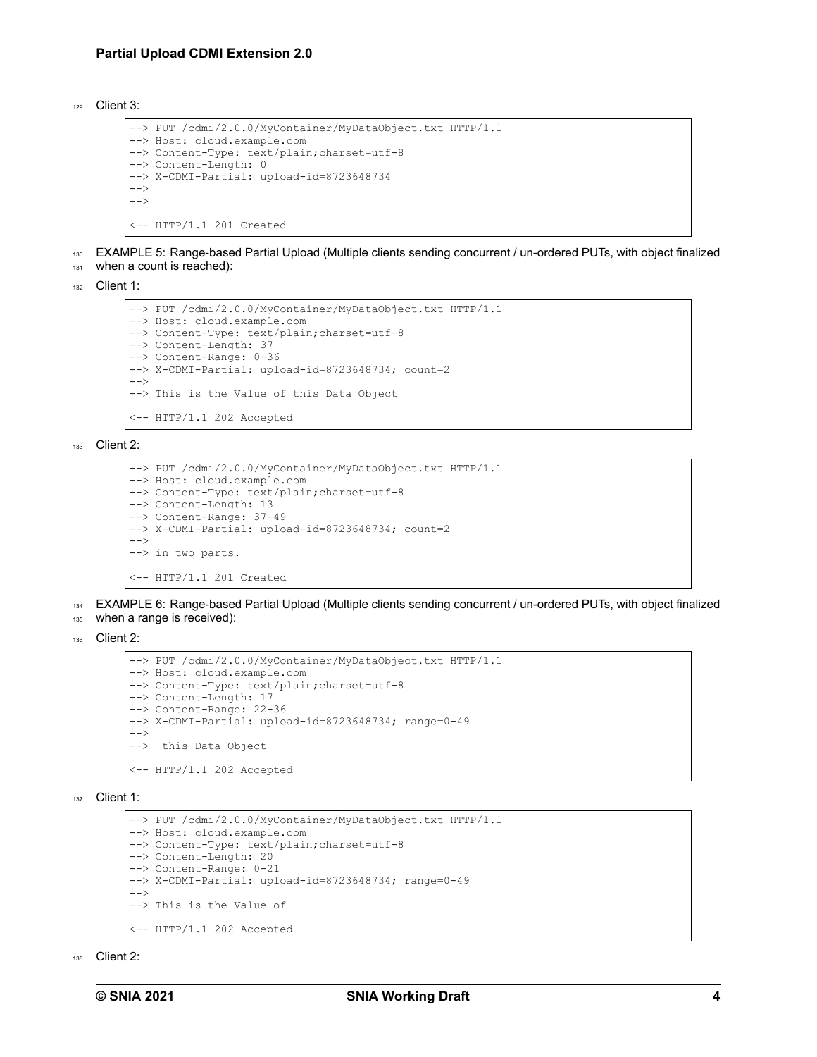Client 3:

```
--> PUT /cdmi/2.0.0/MyContainer/MyDataObject.txt HTTP/1.1
--> Host: cloud.example.com
--> Content-Type: text/plain;charset=utf-8
--> Content-Length: 0
--> X-CDMI-Partial: upload-id=8723648734
-->
-->

<-- HTTP/1.1 201 Created
```

EXAMPLE 5: Range-based Partial Upload (Multiple clients sending concurrent / un-ordered PUTs, with object finalized when a count is reached):

Client 1:

```
--> PUT /cdmi/2.0.0/MyContainer/MyDataObject.txt HTTP/1.1
--> Host: cloud.example.com
--> Content-Type: text/plain;charset=utf-8
--> Content-Length: 37
--> Content-Range: 0-36
--> X-CDMI-Partial: upload-id=8723648734; count=2
-->
--> This is the Value of this Data Object

<-- HTTP/1.1 202 Accepted
```

Client 2:

```
--> PUT /cdmi/2.0.0/MyContainer/MyDataObject.txt HTTP/1.1
--> Host: cloud.example.com
--> Content-Type: text/plain;charset=utf-8
--> Content-Length: 13
--> Content-Range: 37-49
--> X-CDMI-Partial: upload-id=8723648734; count=2
-->
--> in two parts.

<-- HTTP/1.1 201 Created
```

EXAMPLE 6: Range-based Partial Upload (Multiple clients sending concurrent / un-ordered PUTs, with object finalized when a range is received):

Client 2:

```
--> PUT /cdmi/2.0.0/MyContainer/MyDataObject.txt HTTP/1.1
--> Host: cloud.example.com
--> Content-Type: text/plain;charset=utf-8
--> Content-Length: 17
--> Content-Range: 22-36
--> X-CDMI-Partial: upload-id=8723648734; range=0-49
-->
-->  this Data Object

<-- HTTP/1.1 202 Accepted
```

Client 1:

```
--> PUT /cdmi/2.0.0/MyContainer/MyDataObject.txt HTTP/1.1
--> Host: cloud.example.com
--> Content-Type: text/plain;charset=utf-8
--> Content-Length: 20
--> Content-Range: 0-21
--> X-CDMI-Partial: upload-id=8723648734; range=0-49
-->
--> This is the Value of

<-- HTTP/1.1 202 Accepted
```

Client 2: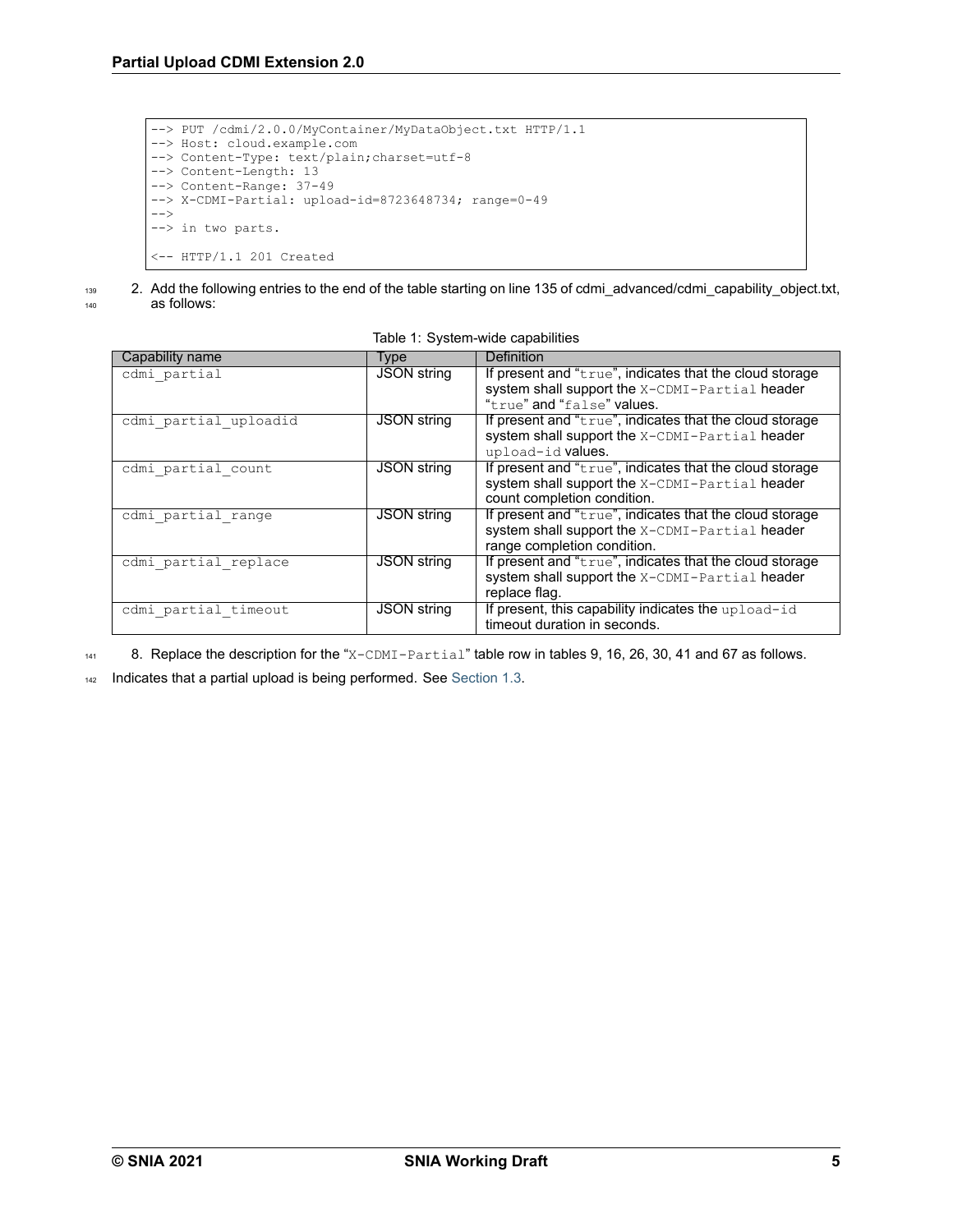```
--> PUT /cdmi/2.0.0/MyContainer/MyDataObject.txt HTTP/1.1
--> Host: cloud.example.com
--> Content-Type: text/plain;charset=utf-8
--> Content-Length: 13
--> Content-Range: 37-49
--> X-CDMI-Partial: upload-id=8723648734; range=0-49
-->
--> in two parts.

<-- HTTP/1.1 201 Created
```

2. Add the following entries to the end of the table starting on line 135 of cdmi_advanced/cdmi_capability_object.txt, as follows:

Table 1: System-wide capabilities

| Capability name | Type | Definition |
|---|---|---|
| `cdmi_partial` | JSON string | If present and "`true`", indicates that the cloud storage system shall support the `X-CDMI-Partial` header "`true`" and "`false`" values. |
| `cdmi_partial_uploadid` | JSON string | If present and "`true`", indicates that the cloud storage system shall support the `X-CDMI-Partial` header `upload-id` values. |
| `cdmi_partial_count` | JSON string | If present and "`true`", indicates that the cloud storage system shall support the `X-CDMI-Partial` header count completion condition. |
| `cdmi_partial_range` | JSON string | If present and "`true`", indicates that the cloud storage system shall support the `X-CDMI-Partial` header range completion condition. |
| `cdmi_partial_replace` | JSON string | If present and "`true`", indicates that the cloud storage system shall support the `X-CDMI-Partial` header replace flag. |
| `cdmi_partial_timeout` | JSON string | If present, this capability indicates the `upload-id` timeout duration in seconds. |

8. Replace the description for the "`X-CDMI-Partial`" table row in tables 9, 16, 26, 30, 41 and 67 as follows.

Indicates that a partial upload is being performed. See Section 1.3.